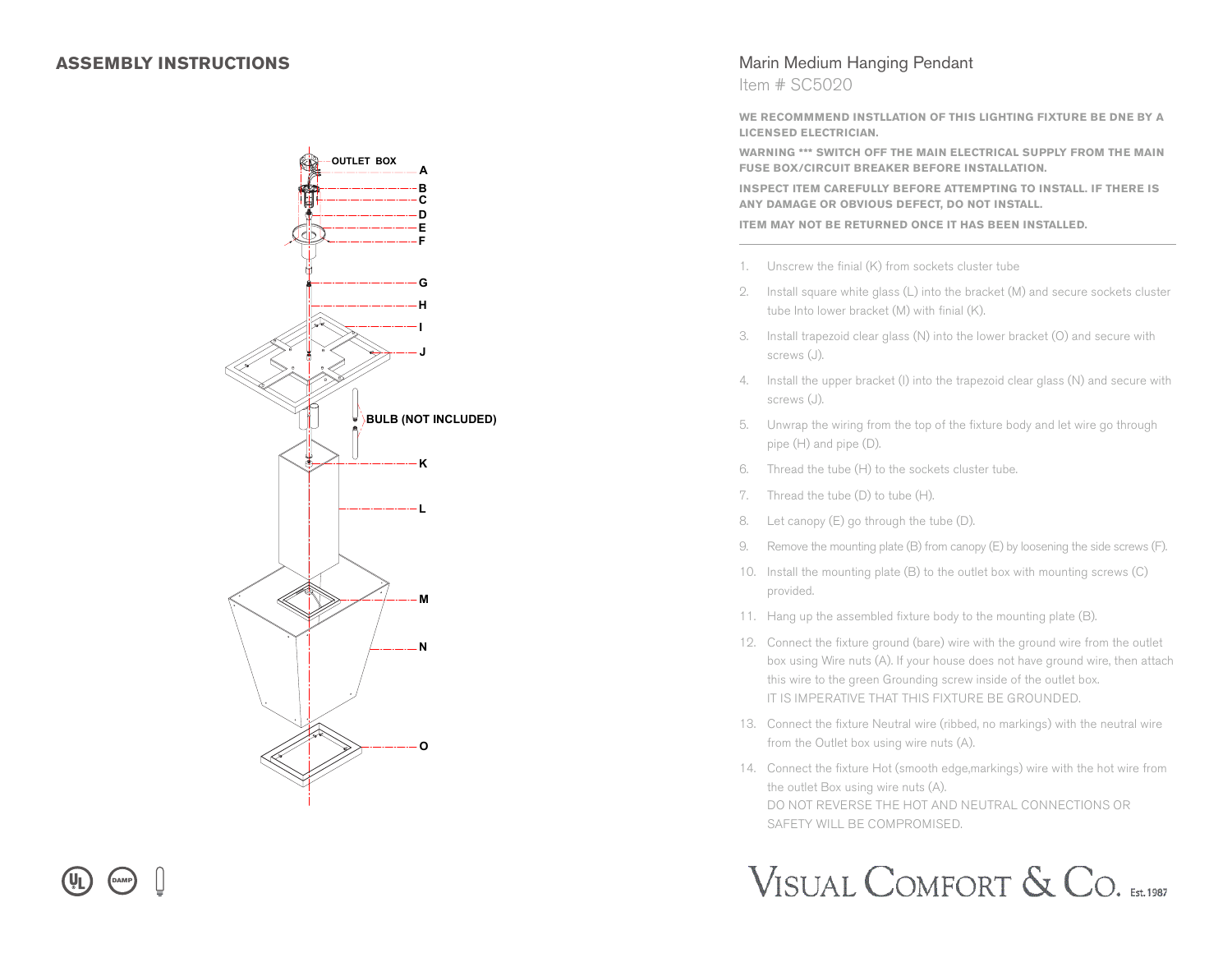## ASSEMBLY INSTRUCTIONS

OUTLET BOX

A
B
C
D
E
F
G
H
I
J
BULB (NOT INCLUDED)
K
L
M
N
O

# Marin Medium Hanging Pendant

Item # SC5020

**WE RECOMMMEND INSTLLATION OF THIS LIGHTING FIXTURE BE DNE BY A LICENSED ELECTRICIAN.**

**WARNING *** SWITCH OFF THE MAIN ELECTRICAL SUPPLY FROM THE MAIN FUSE BOX/CIRCUIT BREAKER BEFORE INSTALLATION.**

**INSPECT ITEM CAREFULLY BEFORE ATTEMPTING TO INSTALL. IF THERE IS ANY DAMAGE OR OBVIOUS DEFECT, DO NOT INSTALL.**

**ITEM MAY NOT BE RETURNED ONCE IT HAS BEEN INSTALLED.**

---

1. Unscrew the finial (K) from sockets cluster tube
2. Install square white glass (L) into the bracket (M) and secure sockets cluster tube Into lower bracket (M) with finial (K).
3. Install trapezoid clear glass (N) into the lower bracket (O) and secure with screws (J).
4. Install the upper bracket (I) into the trapezoid clear glass (N) and secure with screws (J).
5. Unwrap the wiring from the top of the fixture body and let wire go through pipe (H) and pipe (D).
6. Thread the tube (H) to the sockets cluster tube.
7. Thread the tube (D) to tube (H).
8. Let canopy (E) go through the tube (D).
9. Remove the mounting plate (B) from canopy (E) by loosening the side screws (F).
10. Install the mounting plate (B) to the outlet box with mounting screws (C) provided.
11. Hang up the assembled fixture body to the mounting plate (B).
12. Connect the fixture ground (bare) wire with the ground wire from the outlet box using Wire nuts (A). If your house does not have ground wire, then attach this wire to the green Grounding screw inside of the outlet box.
    IT IS IMPERATIVE THAT THIS FIXTURE BE GROUNDED.
13. Connect the fixture Neutral wire (ribbed, no markings) with the neutral wire from the Outlet box using wire nuts (A).
14. Connect the fixture Hot (smooth edge,markings) wire with the hot wire from the outlet Box using wire nuts (A).
    DO NOT REVERSE THE HOT AND NEUTRAL CONNECTIONS OR SAFETY WILL BE COMPROMISED.

DAMP

VISUAL COMFORT & CO. Est. 1987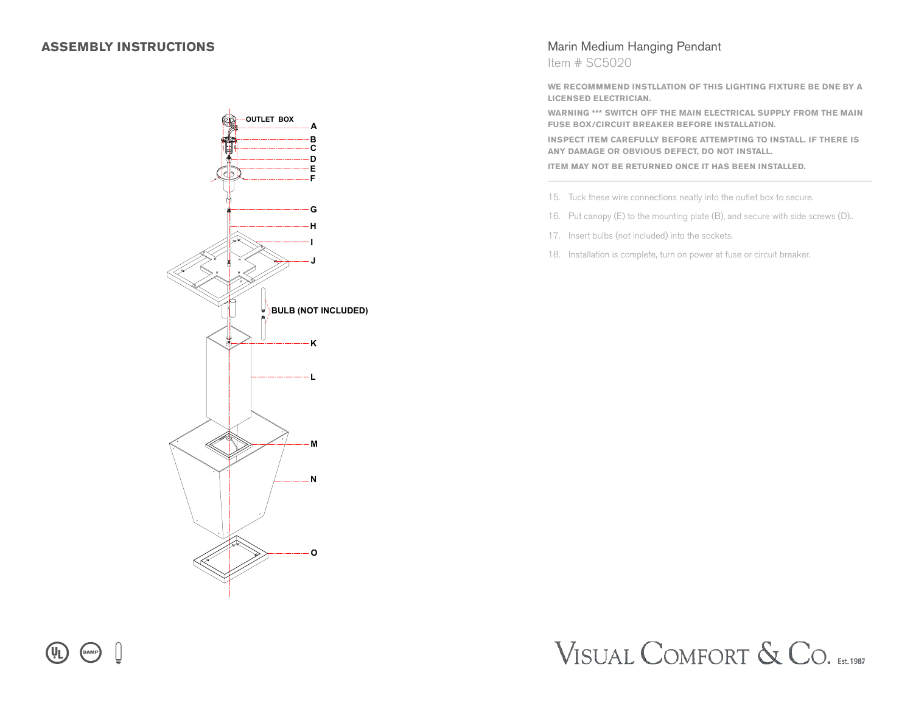## ASSEMBLY INSTRUCTIONS

OUTLET BOX

A

B

C

D

E

F

G

H

I

J

BULB (NOT INCLUDED)

K

L

M

N

O

Marin Medium Hanging Pendant

Item # SC5020

**WE RECOMMMEND INSTLLATION OF THIS LIGHTING FIXTURE BE DNE BY A LICENSED ELECTRICIAN.**

**WARNING *** SWITCH OFF THE MAIN ELECTRICAL SUPPLY FROM THE MAIN FUSE BOX/CIRCUIT BREAKER BEFORE INSTALLATION.**

**INSPECT ITEM CAREFULLY BEFORE ATTEMPTING TO INSTALL. IF THERE IS ANY DAMAGE OR OBVIOUS DEFECT, DO NOT INSTALL.**

**ITEM MAY NOT BE RETURNED ONCE IT HAS BEEN INSTALLED.**

---

15. Tuck these wire connections neatly into the outlet box to secure.
16. Put canopy (E) to the mounting plate (B), and secure with side screws (D)..
17. Insert bulbs (not included) into the sockets.
18. Installation is complete, turn on power at fuse or circuit breaker.

DAMP

Visual Comfort & Co. Est. 1987